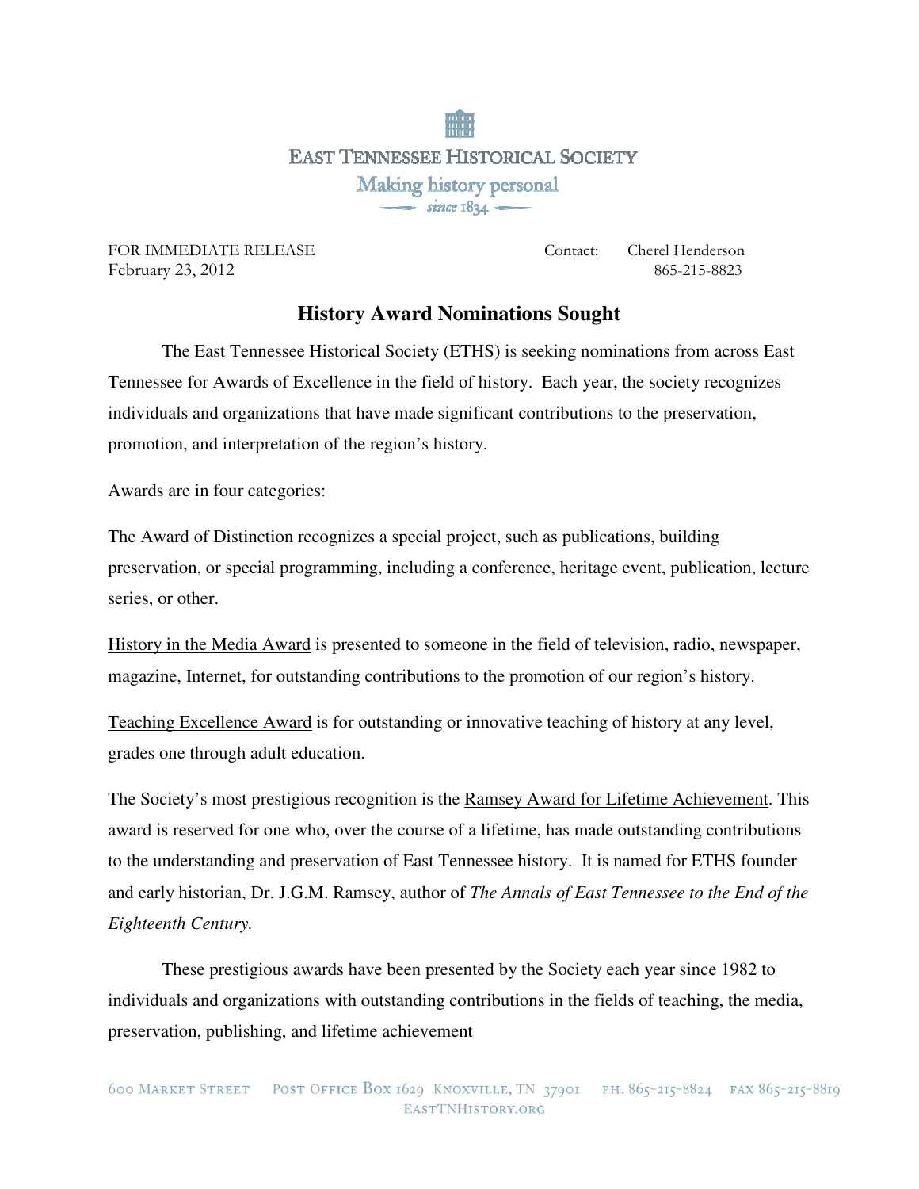EAST TENNESSEE HISTORICAL SOCIETY

Making history personal

since 1834

FOR IMMEDIATE RELEASE
February 23, 2012

Contact: Cherel Henderson
865-215-8823

## History Award Nominations Sought

The East Tennessee Historical Society (ETHS) is seeking nominations from across East Tennessee for Awards of Excellence in the field of history. Each year, the society recognizes individuals and organizations that have made significant contributions to the preservation, promotion, and interpretation of the region's history.

Awards are in four categories:

The Award of Distinction recognizes a special project, such as publications, building preservation, or special programming, including a conference, heritage event, publication, lecture series, or other.

History in the Media Award is presented to someone in the field of television, radio, newspaper, magazine, Internet, for outstanding contributions to the promotion of our region's history.

Teaching Excellence Award is for outstanding or innovative teaching of history at any level, grades one through adult education.

The Society's most prestigious recognition is the Ramsey Award for Lifetime Achievement. This award is reserved for one who, over the course of a lifetime, has made outstanding contributions to the understanding and preservation of East Tennessee history. It is named for ETHS founder and early historian, Dr. J.G.M. Ramsey, author of *The Annals of East Tennessee to the End of the Eighteenth Century.*

These prestigious awards have been presented by the Society each year since 1982 to individuals and organizations with outstanding contributions in the fields of teaching, the media, preservation, publishing, and lifetime achievement

600 Market Street Post Office Box 1629 Knoxville, TN 37901 ph. 865-215-8824 fax 865-215-8819
EastTNHistory.org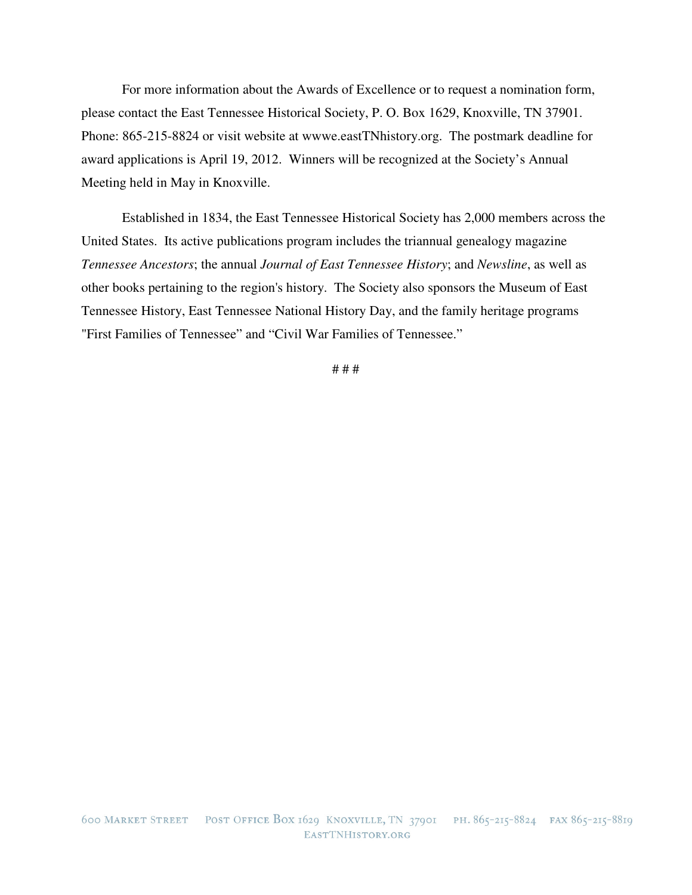For more information about the Awards of Excellence or to request a nomination form, please contact the East Tennessee Historical Society, P. O. Box 1629, Knoxville, TN 37901. Phone: 865-215-8824 or visit website at wwwe.eastTNhistory.org. The postmark deadline for award applications is April 19, 2012. Winners will be recognized at the Society's Annual Meeting held in May in Knoxville.

Established in 1834, the East Tennessee Historical Society has 2,000 members across the United States. Its active publications program includes the triannual genealogy magazine *Tennessee Ancestors*; the annual *Journal of East Tennessee History*; and *Newsline*, as well as other books pertaining to the region's history. The Society also sponsors the Museum of East Tennessee History, East Tennessee National History Day, and the family heritage programs "First Families of Tennessee" and "Civil War Families of Tennessee."

# # #